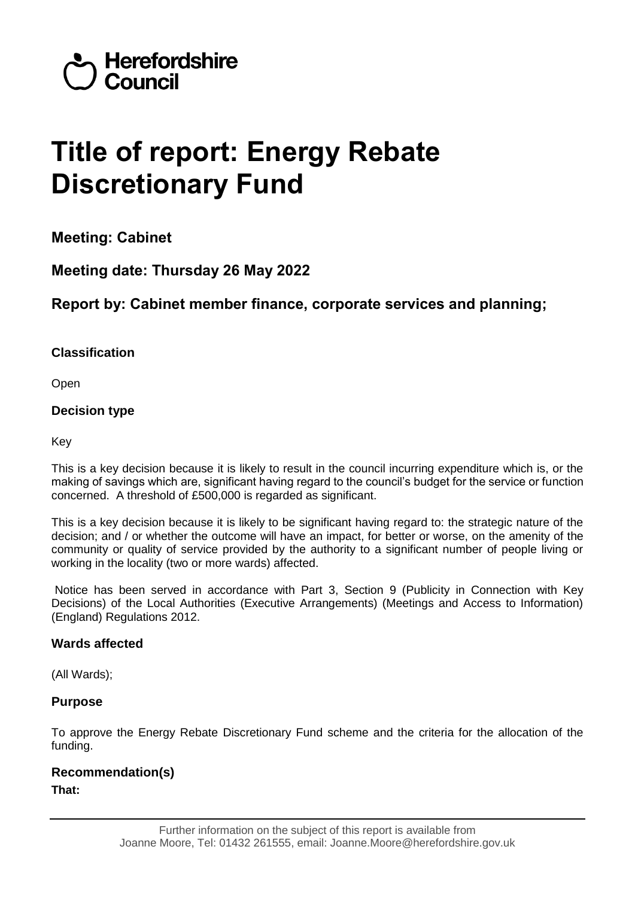Herefordshire Council

# Title of report: Energy Rebate Discretionary Fund

## Meeting: Cabinet

## Meeting date: Thursday 26 May 2022

## Report by: Cabinet member finance, corporate services and planning;

### Classification

Open

### Decision type

Key

This is a key decision because it is likely to result in the council incurring expenditure which is, or the making of savings which are, significant having regard to the council's budget for the service or function concerned. A threshold of £500,000 is regarded as significant.

This is a key decision because it is likely to be significant having regard to: the strategic nature of the decision; and / or whether the outcome will have an impact, for better or worse, on the amenity of the community or quality of service provided by the authority to a significant number of people living or working in the locality (two or more wards) affected.

Notice has been served in accordance with Part 3, Section 9 (Publicity in Connection with Key Decisions) of the Local Authorities (Executive Arrangements) (Meetings and Access to Information) (England) Regulations 2012.

### Wards affected

(All Wards);

### Purpose

To approve the Energy Rebate Discretionary Fund scheme and the criteria for the allocation of the funding.

### Recommendation(s)

**That:**

Further information on the subject of this report is available from Joanne Moore, Tel: 01432 261555, email: Joanne.Moore@herefordshire.gov.uk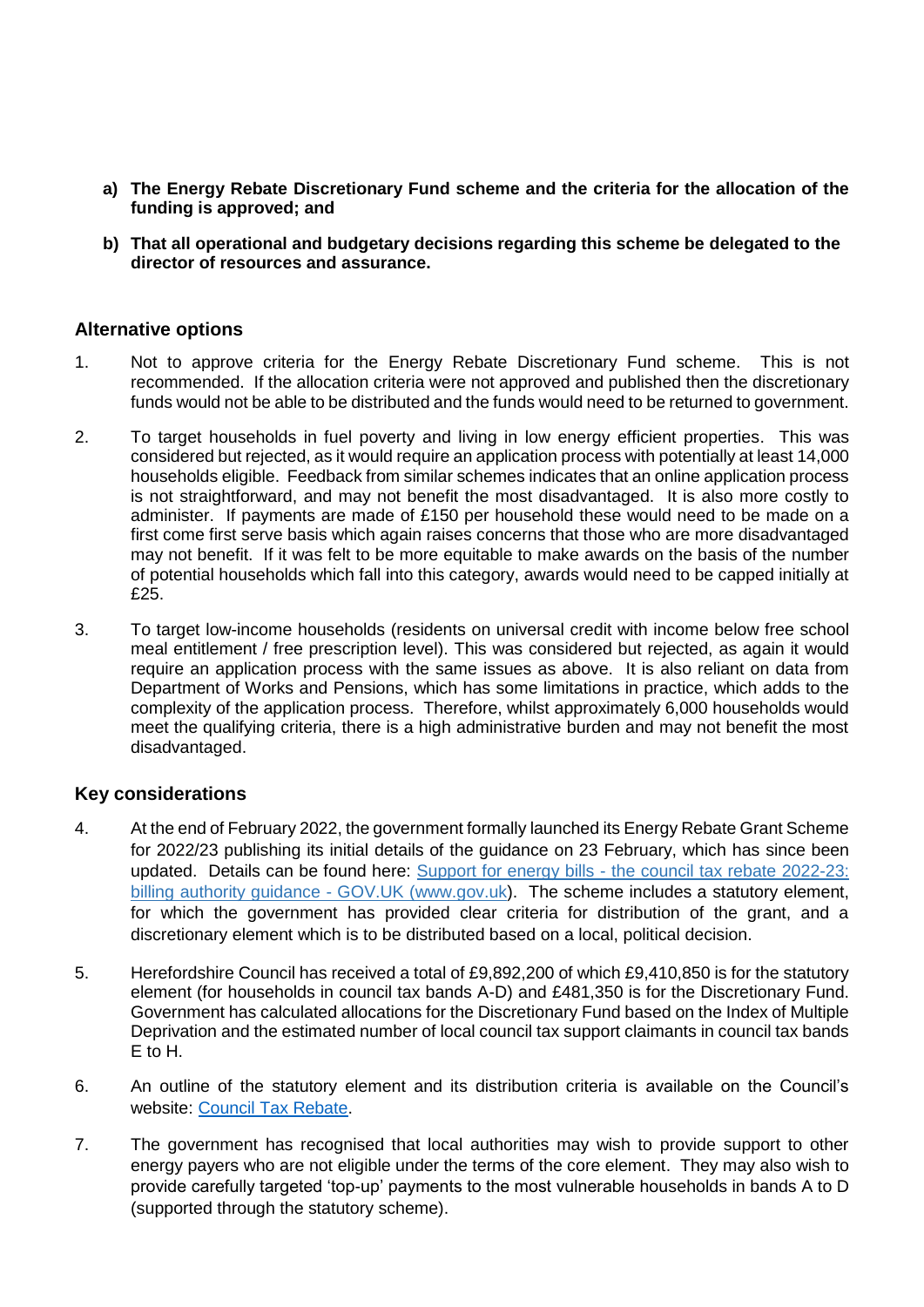- **a) The Energy Rebate Discretionary Fund scheme and the criteria for the allocation of the funding is approved; and**
- **b) That all operational and budgetary decisions regarding this scheme be delegated to the director of resources and assurance.**

## Alternative options

1. Not to approve criteria for the Energy Rebate Discretionary Fund scheme. This is not recommended. If the allocation criteria were not approved and published then the discretionary funds would not be able to be distributed and the funds would need to be returned to government.

2. To target households in fuel poverty and living in low energy efficient properties. This was considered but rejected, as it would require an application process with potentially at least 14,000 households eligible. Feedback from similar schemes indicates that an online application process is not straightforward, and may not benefit the most disadvantaged. It is also more costly to administer. If payments are made of £150 per household these would need to be made on a first come first serve basis which again raises concerns that those who are more disadvantaged may not benefit. If it was felt to be more equitable to make awards on the basis of the number of potential households which fall into this category, awards would need to be capped initially at £25.

3. To target low-income households (residents on universal credit with income below free school meal entitlement / free prescription level). This was considered but rejected, as again it would require an application process with the same issues as above. It is also reliant on data from Department of Works and Pensions, which has some limitations in practice, which adds to the complexity of the application process. Therefore, whilst approximately 6,000 households would meet the qualifying criteria, there is a high administrative burden and may not benefit the most disadvantaged.

## Key considerations

4. At the end of February 2022, the government formally launched its Energy Rebate Grant Scheme for 2022/23 publishing its initial details of the guidance on 23 February, which has since been updated. Details can be found here: [Support for energy bills - the council tax rebate 2022-23: billing authority guidance - GOV.UK (www.gov.uk)](). The scheme includes a statutory element, for which the government has provided clear criteria for distribution of the grant, and a discretionary element which is to be distributed based on a local, political decision.

5. Herefordshire Council has received a total of £9,892,200 of which £9,410,850 is for the statutory element (for households in council tax bands A-D) and £481,350 is for the Discretionary Fund. Government has calculated allocations for the Discretionary Fund based on the Index of Multiple Deprivation and the estimated number of local council tax support claimants in council tax bands E to H.

6. An outline of the statutory element and its distribution criteria is available on the Council's website: [Council Tax Rebate]().

7. The government has recognised that local authorities may wish to provide support to other energy payers who are not eligible under the terms of the core element. They may also wish to provide carefully targeted 'top-up' payments to the most vulnerable households in bands A to D (supported through the statutory scheme).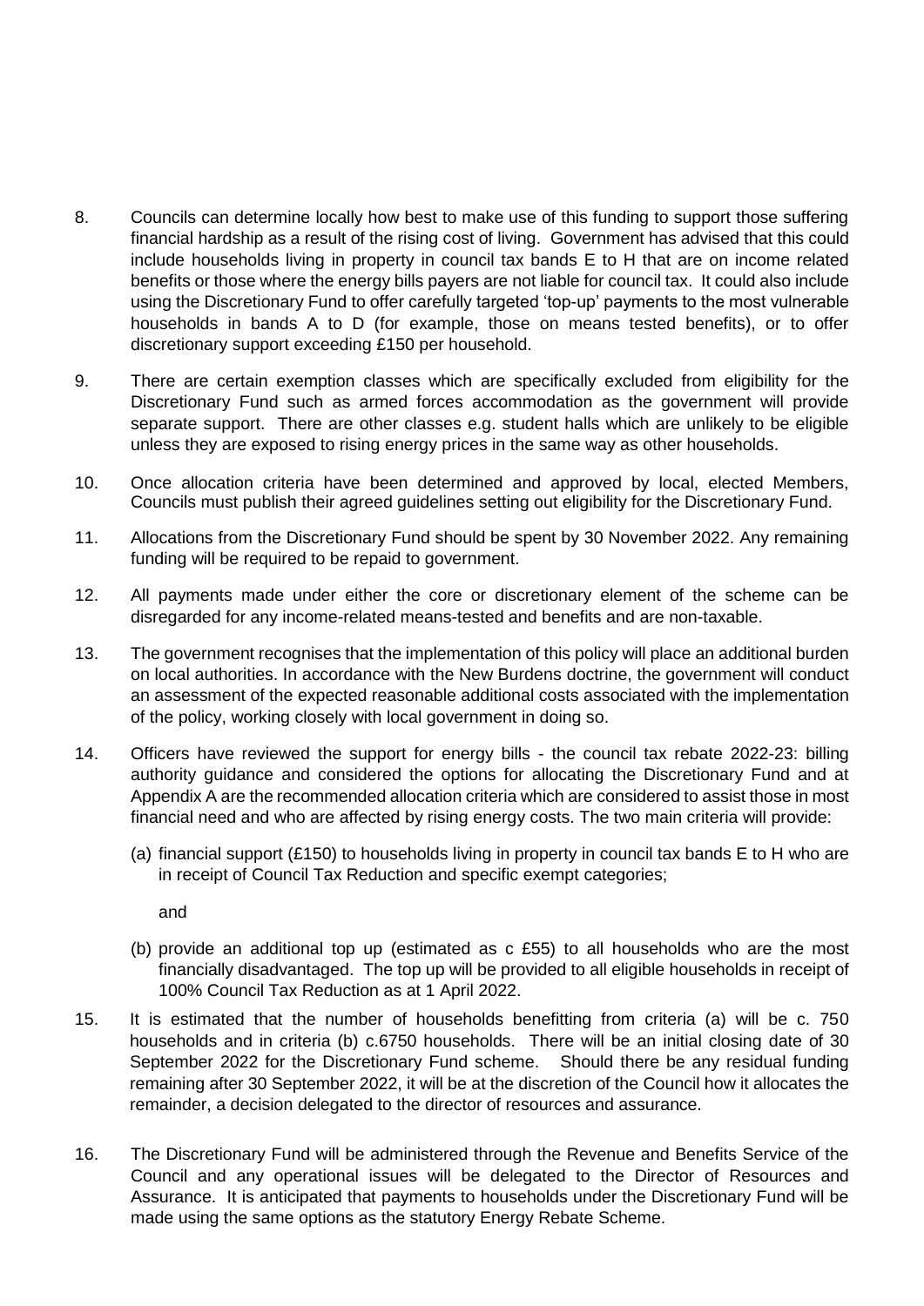8. Councils can determine locally how best to make use of this funding to support those suffering financial hardship as a result of the rising cost of living. Government has advised that this could include households living in property in council tax bands E to H that are on income related benefits or those where the energy bills payers are not liable for council tax. It could also include using the Discretionary Fund to offer carefully targeted 'top-up' payments to the most vulnerable households in bands A to D (for example, those on means tested benefits), or to offer discretionary support exceeding £150 per household.

9. There are certain exemption classes which are specifically excluded from eligibility for the Discretionary Fund such as armed forces accommodation as the government will provide separate support. There are other classes e.g. student halls which are unlikely to be eligible unless they are exposed to rising energy prices in the same way as other households.

10. Once allocation criteria have been determined and approved by local, elected Members, Councils must publish their agreed guidelines setting out eligibility for the Discretionary Fund.

11. Allocations from the Discretionary Fund should be spent by 30 November 2022. Any remaining funding will be required to be repaid to government.

12. All payments made under either the core or discretionary element of the scheme can be disregarded for any income-related means-tested and benefits and are non-taxable.

13. The government recognises that the implementation of this policy will place an additional burden on local authorities. In accordance with the New Burdens doctrine, the government will conduct an assessment of the expected reasonable additional costs associated with the implementation of the policy, working closely with local government in doing so.

14. Officers have reviewed the support for energy bills - the council tax rebate 2022-23: billing authority guidance and considered the options for allocating the Discretionary Fund and at Appendix A are the recommended allocation criteria which are considered to assist those in most financial need and who are affected by rising energy costs. The two main criteria will provide:

    (a) financial support (£150) to households living in property in council tax bands E to H who are in receipt of Council Tax Reduction and specific exempt categories;

    and

    (b) provide an additional top up (estimated as c £55) to all households who are the most financially disadvantaged. The top up will be provided to all eligible households in receipt of 100% Council Tax Reduction as at 1 April 2022.

15. It is estimated that the number of households benefitting from criteria (a) will be c. 750 households and in criteria (b) c.6750 households. There will be an initial closing date of 30 September 2022 for the Discretionary Fund scheme. Should there be any residual funding remaining after 30 September 2022, it will be at the discretion of the Council how it allocates the remainder, a decision delegated to the director of resources and assurance.

16. The Discretionary Fund will be administered through the Revenue and Benefits Service of the Council and any operational issues will be delegated to the Director of Resources and Assurance. It is anticipated that payments to households under the Discretionary Fund will be made using the same options as the statutory Energy Rebate Scheme.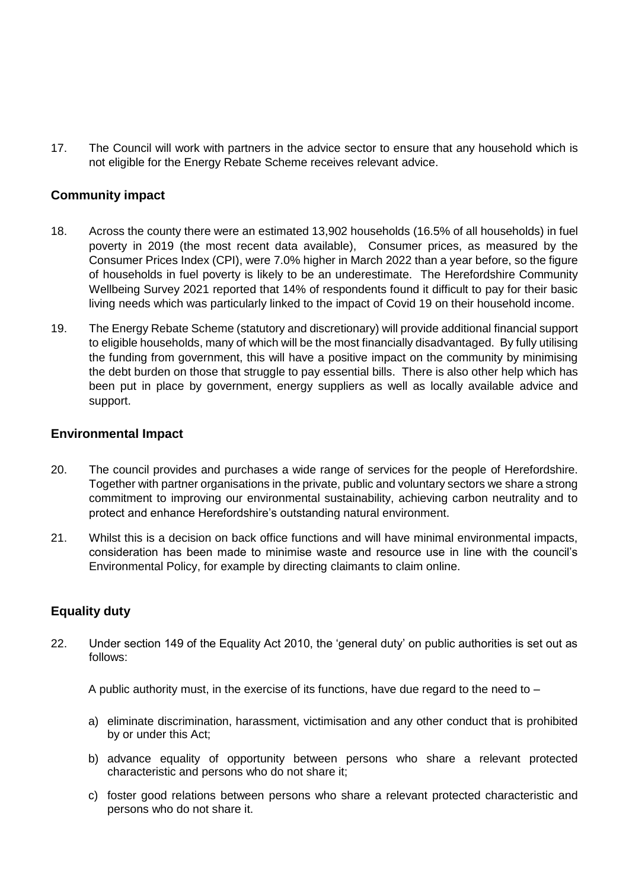17. The Council will work with partners in the advice sector to ensure that any household which is not eligible for the Energy Rebate Scheme receives relevant advice.

## Community impact

18. Across the county there were an estimated 13,902 households (16.5% of all households) in fuel poverty in 2019 (the most recent data available), Consumer prices, as measured by the Consumer Prices Index (CPI), were 7.0% higher in March 2022 than a year before, so the figure of households in fuel poverty is likely to be an underestimate. The Herefordshire Community Wellbeing Survey 2021 reported that 14% of respondents found it difficult to pay for their basic living needs which was particularly linked to the impact of Covid 19 on their household income.

19. The Energy Rebate Scheme (statutory and discretionary) will provide additional financial support to eligible households, many of which will be the most financially disadvantaged. By fully utilising the funding from government, this will have a positive impact on the community by minimising the debt burden on those that struggle to pay essential bills. There is also other help which has been put in place by government, energy suppliers as well as locally available advice and support.

## Environmental Impact

20. The council provides and purchases a wide range of services for the people of Herefordshire. Together with partner organisations in the private, public and voluntary sectors we share a strong commitment to improving our environmental sustainability, achieving carbon neutrality and to protect and enhance Herefordshire's outstanding natural environment.

21. Whilst this is a decision on back office functions and will have minimal environmental impacts, consideration has been made to minimise waste and resource use in line with the council's Environmental Policy, for example by directing claimants to claim online.

## Equality duty

22. Under section 149 of the Equality Act 2010, the 'general duty' on public authorities is set out as follows:

A public authority must, in the exercise of its functions, have due regard to the need to –

a) eliminate discrimination, harassment, victimisation and any other conduct that is prohibited by or under this Act;

b) advance equality of opportunity between persons who share a relevant protected characteristic and persons who do not share it;

c) foster good relations between persons who share a relevant protected characteristic and persons who do not share it.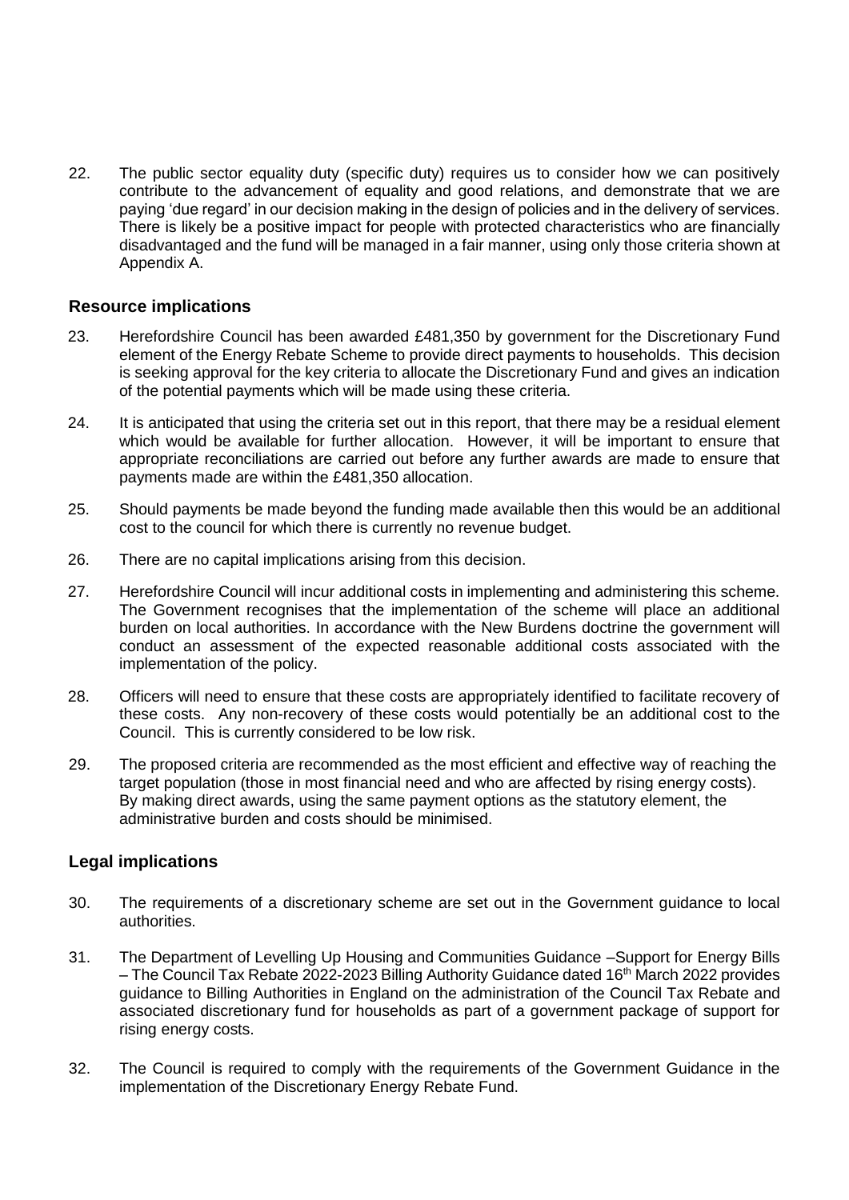22. The public sector equality duty (specific duty) requires us to consider how we can positively contribute to the advancement of equality and good relations, and demonstrate that we are paying 'due regard' in our decision making in the design of policies and in the delivery of services. There is likely be a positive impact for people with protected characteristics who are financially disadvantaged and the fund will be managed in a fair manner, using only those criteria shown at Appendix A.

## Resource implications

23. Herefordshire Council has been awarded £481,350 by government for the Discretionary Fund element of the Energy Rebate Scheme to provide direct payments to households. This decision is seeking approval for the key criteria to allocate the Discretionary Fund and gives an indication of the potential payments which will be made using these criteria.

24. It is anticipated that using the criteria set out in this report, that there may be a residual element which would be available for further allocation. However, it will be important to ensure that appropriate reconciliations are carried out before any further awards are made to ensure that payments made are within the £481,350 allocation.

25. Should payments be made beyond the funding made available then this would be an additional cost to the council for which there is currently no revenue budget.

26. There are no capital implications arising from this decision.

27. Herefordshire Council will incur additional costs in implementing and administering this scheme. The Government recognises that the implementation of the scheme will place an additional burden on local authorities. In accordance with the New Burdens doctrine the government will conduct an assessment of the expected reasonable additional costs associated with the implementation of the policy.

28. Officers will need to ensure that these costs are appropriately identified to facilitate recovery of these costs. Any non-recovery of these costs would potentially be an additional cost to the Council. This is currently considered to be low risk.

29. The proposed criteria are recommended as the most efficient and effective way of reaching the target population (those in most financial need and who are affected by rising energy costs). By making direct awards, using the same payment options as the statutory element, the administrative burden and costs should be minimised.

## Legal implications

30. The requirements of a discretionary scheme are set out in the Government guidance to local authorities.

31. The Department of Levelling Up Housing and Communities Guidance –Support for Energy Bills – The Council Tax Rebate 2022-2023 Billing Authority Guidance dated 16th March 2022 provides guidance to Billing Authorities in England on the administration of the Council Tax Rebate and associated discretionary fund for households as part of a government package of support for rising energy costs.

32. The Council is required to comply with the requirements of the Government Guidance in the implementation of the Discretionary Energy Rebate Fund.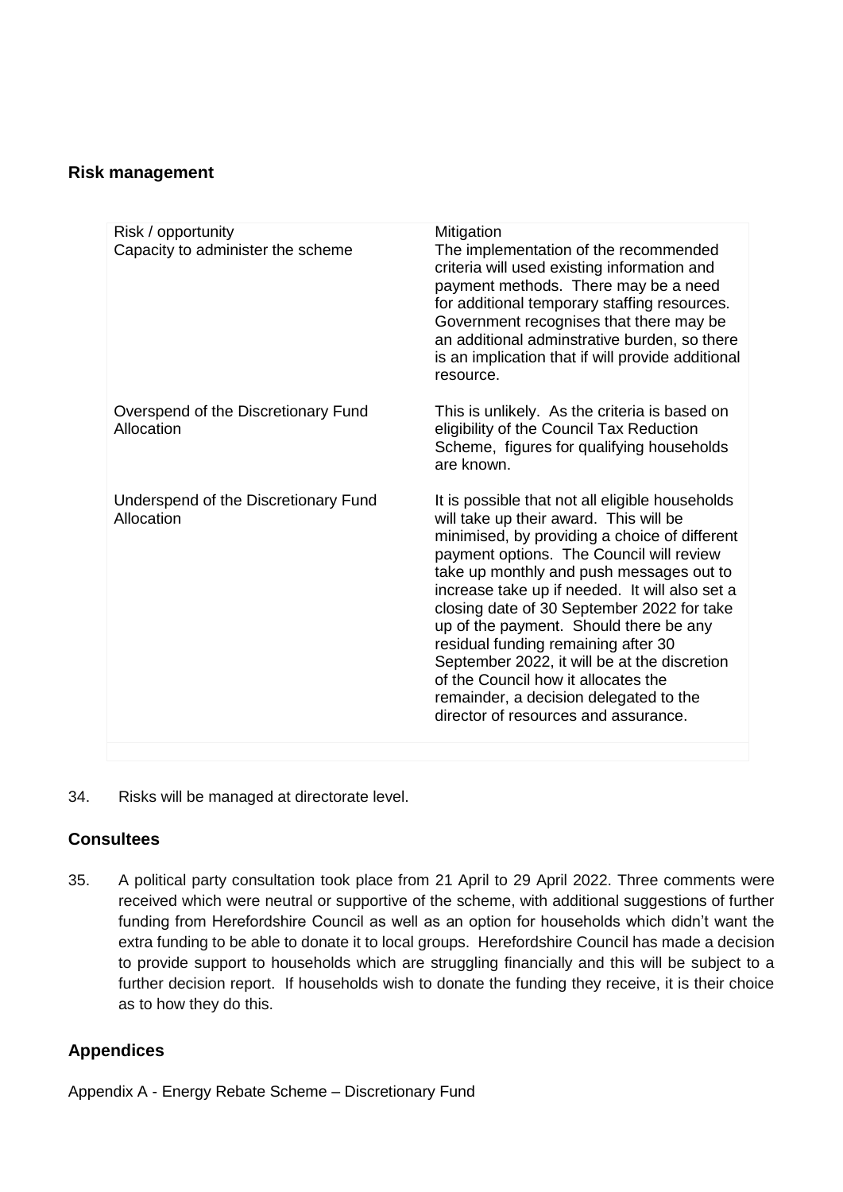### Risk management

| Risk / opportunity | Mitigation |
| --- | --- |
| Capacity to administer the scheme | The implementation of the recommended criteria will used existing information and payment methods. There may be a need for additional temporary staffing resources. Government recognises that there may be an additional adminstrative burden, so there is an implication that if will provide additional resource. |
| Overspend of the Discretionary Fund Allocation | This is unlikely. As the criteria is based on eligibility of the Council Tax Reduction Scheme, figures for qualifying households are known. |
| Underspend of the Discretionary Fund Allocation | It is possible that not all eligible households will take up their award. This will be minimised, by providing a choice of different payment options. The Council will review take up monthly and push messages out to increase take up if needed. It will also set a closing date of 30 September 2022 for take up of the payment. Should there be any residual funding remaining after 30 September 2022, it will be at the discretion of the Council how it allocates the remainder, a decision delegated to the director of resources and assurance. |

34. Risks will be managed at directorate level.

### Consultees

35. A political party consultation took place from 21 April to 29 April 2022. Three comments were received which were neutral or supportive of the scheme, with additional suggestions of further funding from Herefordshire Council as well as an option for households which didn't want the extra funding to be able to donate it to local groups. Herefordshire Council has made a decision to provide support to households which are struggling financially and this will be subject to a further decision report. If households wish to donate the funding they receive, it is their choice as to how they do this.

### Appendices

Appendix A - Energy Rebate Scheme – Discretionary Fund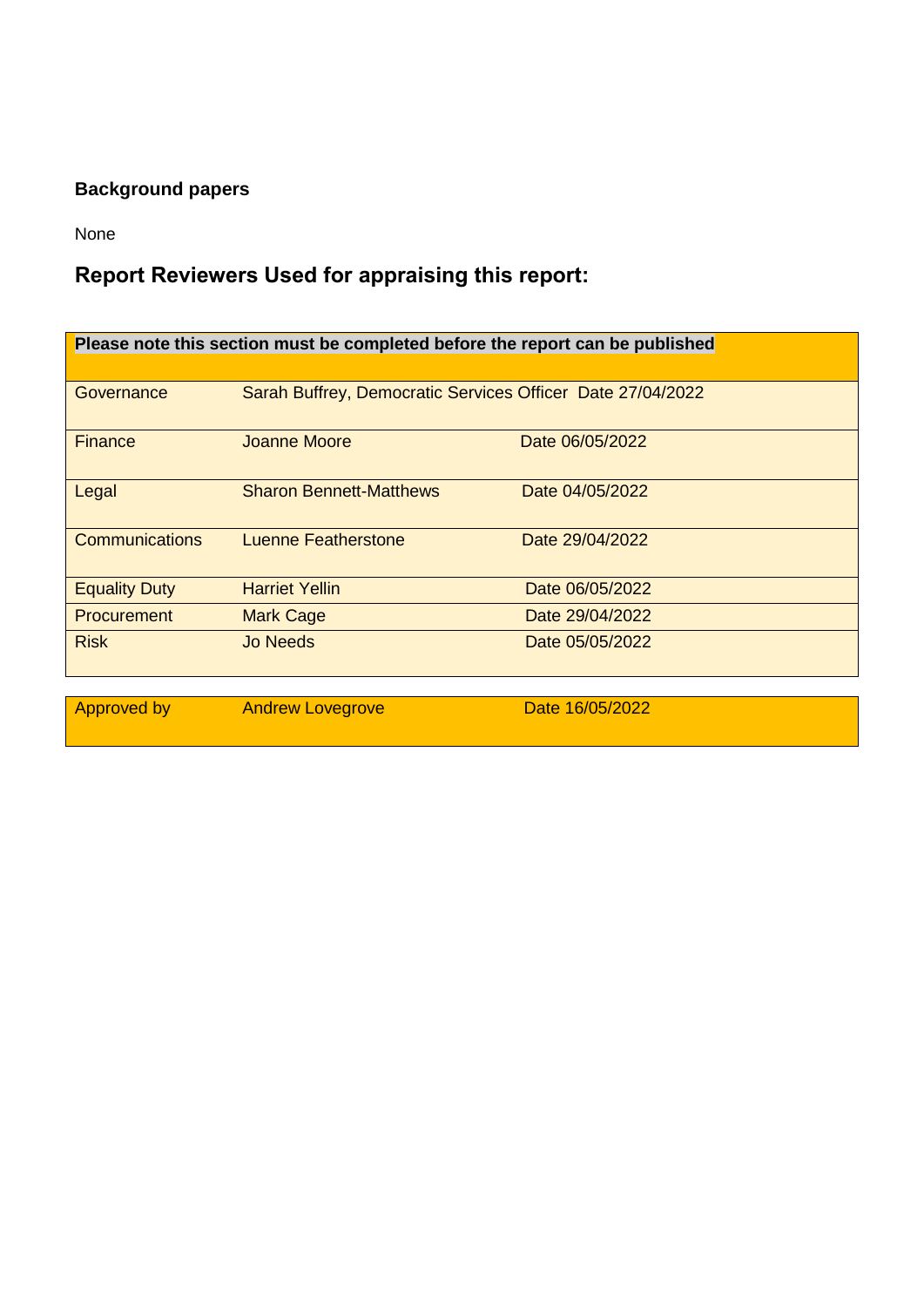**Background papers**

None

## Report Reviewers Used for appraising this report:

| **Please note this section must be completed before the report can be published** | | |
|---|---|---|
| Governance | Sarah Buffrey, Democratic Services Officer | Date 27/04/2022 |
| Finance | Joanne Moore | Date 06/05/2022 |
| Legal | Sharon Bennett-Matthews | Date 04/05/2022 |
| Communications | Luenne Featherstone | Date 29/04/2022 |
| Equality Duty | Harriet Yellin | Date 06/05/2022 |
| Procurement | Mark Cage | Date 29/04/2022 |
| Risk | Jo Needs | Date 05/05/2022 |

| | | |
|---|---|---|
| Approved by | Andrew Lovegrove | Date 16/05/2022 |